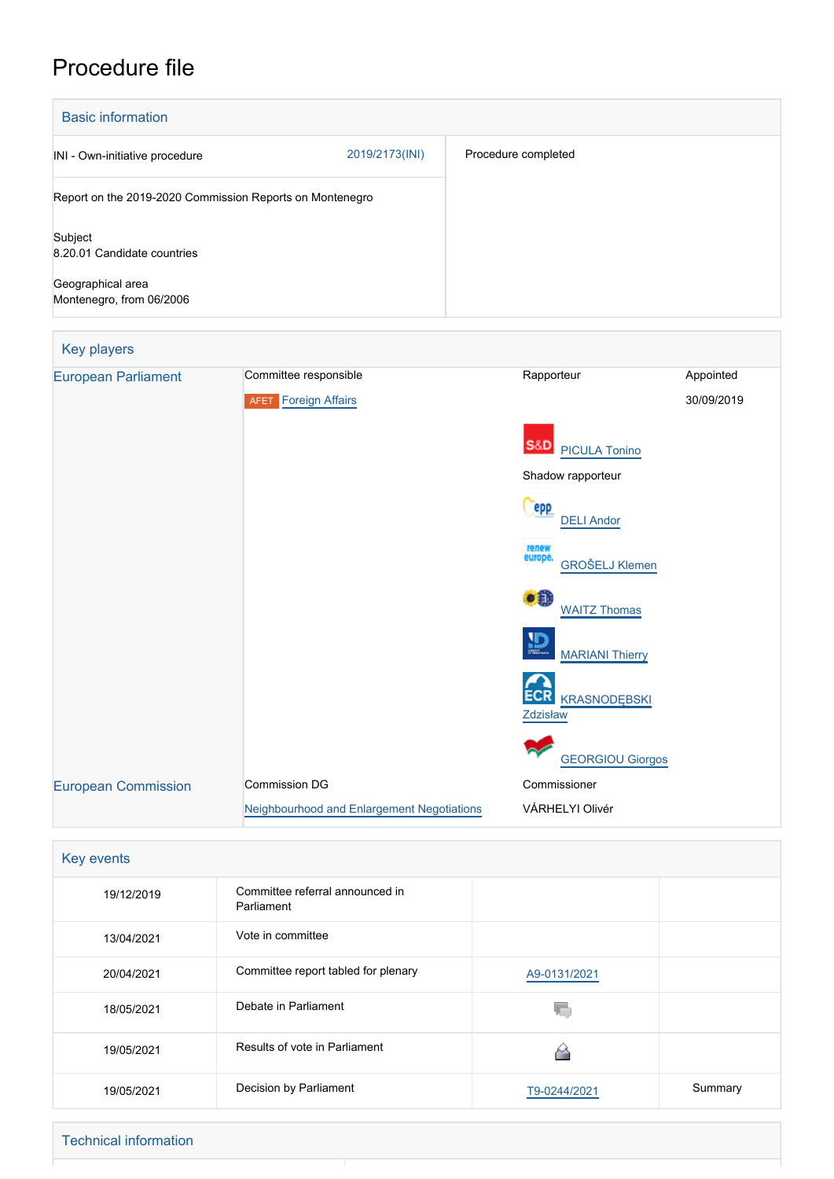# Procedure file

## Basic information

| | | |
|---|---|---|
| INI - Own-initiative procedure | 2019/2173(INI) | Procedure completed |
| Report on the 2019-2020 Commission Reports on Montenegro | | |
| Subject<br>8.20.01 Candidate countries<br><br>Geographical area<br>Montenegro, from 06/2006 | | |

## Key players

| | | | |
|---|---|---|---|
| European Parliament | Committee responsible | Rapporteur | Appointed |
| | AFET Foreign Affairs | | 30/09/2019 |
| | | S&D PICULA Tonino | |
| | | Shadow rapporteur | |
| | | DELI Andor | |
| | | GROŠELJ Klemen | |
| | | WAITZ Thomas | |
| | | MARIANI Thierry | |
| | | KRASNODĘBSKI Zdzisław | |
| | | GEORGIOU Giorgos | |
| European Commission | Commission DG | Commissioner | |
| | Neighbourhood and Enlargement Negotiations | VÁRHELYI Olivér | |

## Key events

| | | | |
|---|---|---|---|
| 19/12/2019 | Committee referral announced in Parliament | | |
| 13/04/2021 | Vote in committee | | |
| 20/04/2021 | Committee report tabled for plenary | A9-0131/2021 | |
| 18/05/2021 | Debate in Parliament | | |
| 19/05/2021 | Results of vote in Parliament | | |
| 19/05/2021 | Decision by Parliament | T9-0244/2021 | Summary |

## Technical information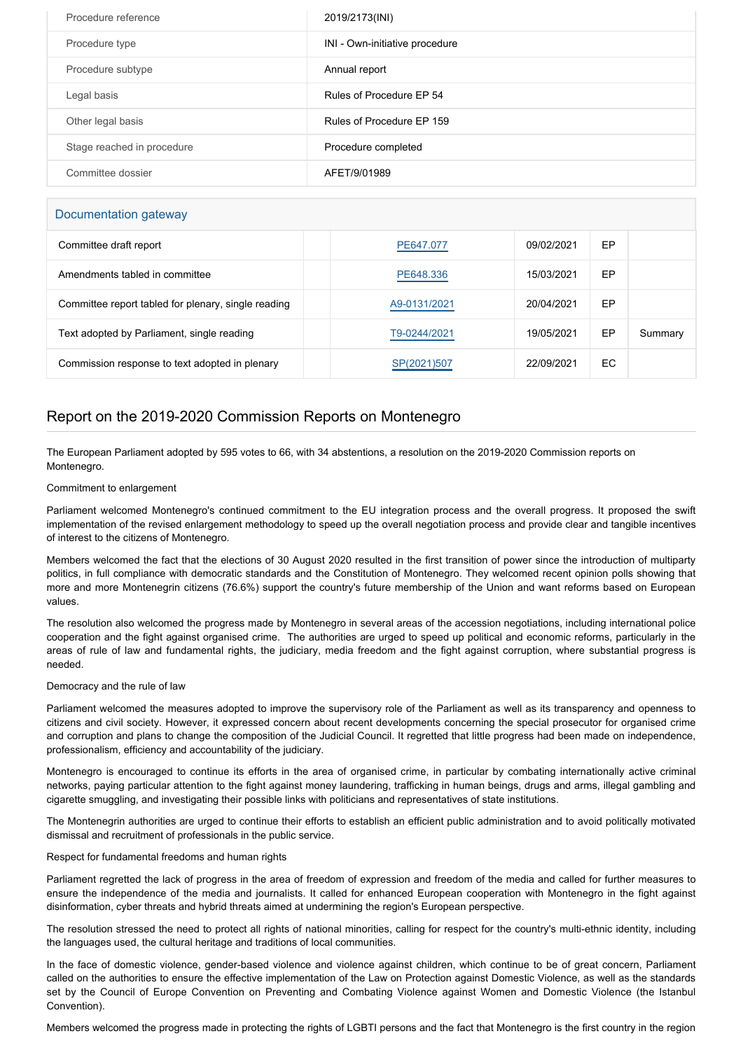| Procedure reference | 2019/2173(INI) |
| --- | --- |
| Procedure type | INI - Own-initiative procedure |
| Procedure subtype | Annual report |
| Legal basis | Rules of Procedure EP 54 |
| Other legal basis | Rules of Procedure EP 159 |
| Stage reached in procedure | Procedure completed |
| Committee dossier | AFET/9/01989 |

## Documentation gateway

| | | | | | |
| --- | --- | --- | --- | --- | --- |
| Committee draft report | | PE647.077 | 09/02/2021 | EP | |
| Amendments tabled in committee | | PE648.336 | 15/03/2021 | EP | |
| Committee report tabled for plenary, single reading | | A9-0131/2021 | 20/04/2021 | EP | |
| Text adopted by Parliament, single reading | | T9-0244/2021 | 19/05/2021 | EP | Summary |
| Commission response to text adopted in plenary | | SP(2021)507 | 22/09/2021 | EC | |

## Report on the 2019-2020 Commission Reports on Montenegro

The European Parliament adopted by 595 votes to 66, with 34 abstentions, a resolution on the 2019-2020 Commission reports on Montenegro.

Commitment to enlargement

Parliament welcomed Montenegro's continued commitment to the EU integration process and the overall progress. It proposed the swift implementation of the revised enlargement methodology to speed up the overall negotiation process and provide clear and tangible incentives of interest to the citizens of Montenegro.

Members welcomed the fact that the elections of 30 August 2020 resulted in the first transition of power since the introduction of multiparty politics, in full compliance with democratic standards and the Constitution of Montenegro. They welcomed recent opinion polls showing that more and more Montenegrin citizens (76.6%) support the country's future membership of the Union and want reforms based on European values.

The resolution also welcomed the progress made by Montenegro in several areas of the accession negotiations, including international police cooperation and the fight against organised crime. The authorities are urged to speed up political and economic reforms, particularly in the areas of rule of law and fundamental rights, the judiciary, media freedom and the fight against corruption, where substantial progress is needed.

Democracy and the rule of law

Parliament welcomed the measures adopted to improve the supervisory role of the Parliament as well as its transparency and openness to citizens and civil society. However, it expressed concern about recent developments concerning the special prosecutor for organised crime and corruption and plans to change the composition of the Judicial Council. It regretted that little progress had been made on independence, professionalism, efficiency and accountability of the judiciary.

Montenegro is encouraged to continue its efforts in the area of organised crime, in particular by combating internationally active criminal networks, paying particular attention to the fight against money laundering, trafficking in human beings, drugs and arms, illegal gambling and cigarette smuggling, and investigating their possible links with politicians and representatives of state institutions.

The Montenegrin authorities are urged to continue their efforts to establish an efficient public administration and to avoid politically motivated dismissal and recruitment of professionals in the public service.

Respect for fundamental freedoms and human rights

Parliament regretted the lack of progress in the area of freedom of expression and freedom of the media and called for further measures to ensure the independence of the media and journalists. It called for enhanced European cooperation with Montenegro in the fight against disinformation, cyber threats and hybrid threats aimed at undermining the region's European perspective.

The resolution stressed the need to protect all rights of national minorities, calling for respect for the country's multi-ethnic identity, including the languages used, the cultural heritage and traditions of local communities.

In the face of domestic violence, gender-based violence and violence against children, which continue to be of great concern, Parliament called on the authorities to ensure the effective implementation of the Law on Protection against Domestic Violence, as well as the standards set by the Council of Europe Convention on Preventing and Combating Violence against Women and Domestic Violence (the Istanbul Convention).

Members welcomed the progress made in protecting the rights of LGBTI persons and the fact that Montenegro is the first country in the region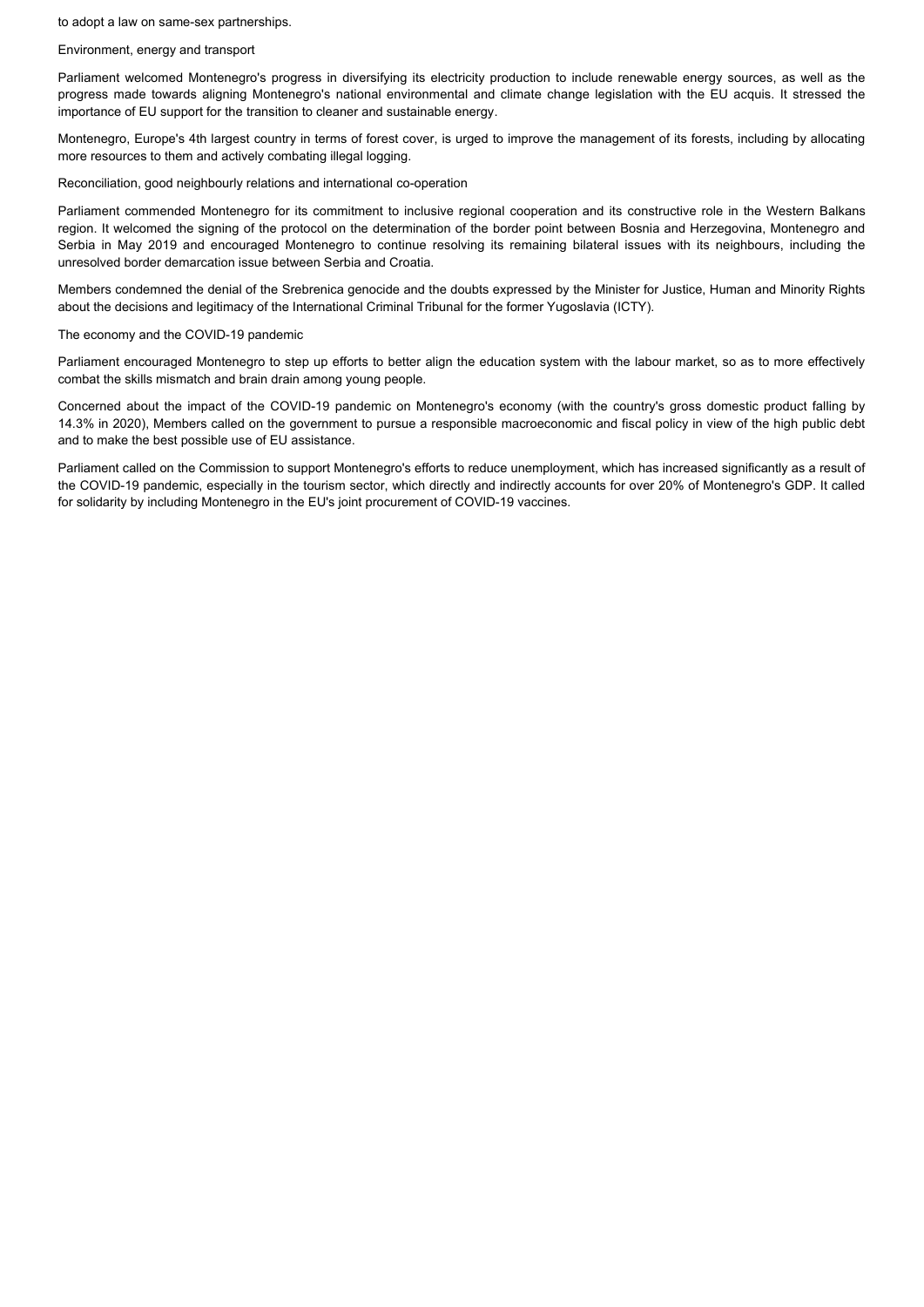to adopt a law on same-sex partnerships.

Environment, energy and transport

Parliament welcomed Montenegro's progress in diversifying its electricity production to include renewable energy sources, as well as the progress made towards aligning Montenegro's national environmental and climate change legislation with the EU acquis. It stressed the importance of EU support for the transition to cleaner and sustainable energy.

Montenegro, Europe's 4th largest country in terms of forest cover, is urged to improve the management of its forests, including by allocating more resources to them and actively combating illegal logging.

Reconciliation, good neighbourly relations and international co-operation

Parliament commended Montenegro for its commitment to inclusive regional cooperation and its constructive role in the Western Balkans region. It welcomed the signing of the protocol on the determination of the border point between Bosnia and Herzegovina, Montenegro and Serbia in May 2019 and encouraged Montenegro to continue resolving its remaining bilateral issues with its neighbours, including the unresolved border demarcation issue between Serbia and Croatia.

Members condemned the denial of the Srebrenica genocide and the doubts expressed by the Minister for Justice, Human and Minority Rights about the decisions and legitimacy of the International Criminal Tribunal for the former Yugoslavia (ICTY).

The economy and the COVID-19 pandemic

Parliament encouraged Montenegro to step up efforts to better align the education system with the labour market, so as to more effectively combat the skills mismatch and brain drain among young people.

Concerned about the impact of the COVID-19 pandemic on Montenegro's economy (with the country's gross domestic product falling by 14.3% in 2020), Members called on the government to pursue a responsible macroeconomic and fiscal policy in view of the high public debt and to make the best possible use of EU assistance.

Parliament called on the Commission to support Montenegro's efforts to reduce unemployment, which has increased significantly as a result of the COVID-19 pandemic, especially in the tourism sector, which directly and indirectly accounts for over 20% of Montenegro's GDP. It called for solidarity by including Montenegro in the EU's joint procurement of COVID-19 vaccines.